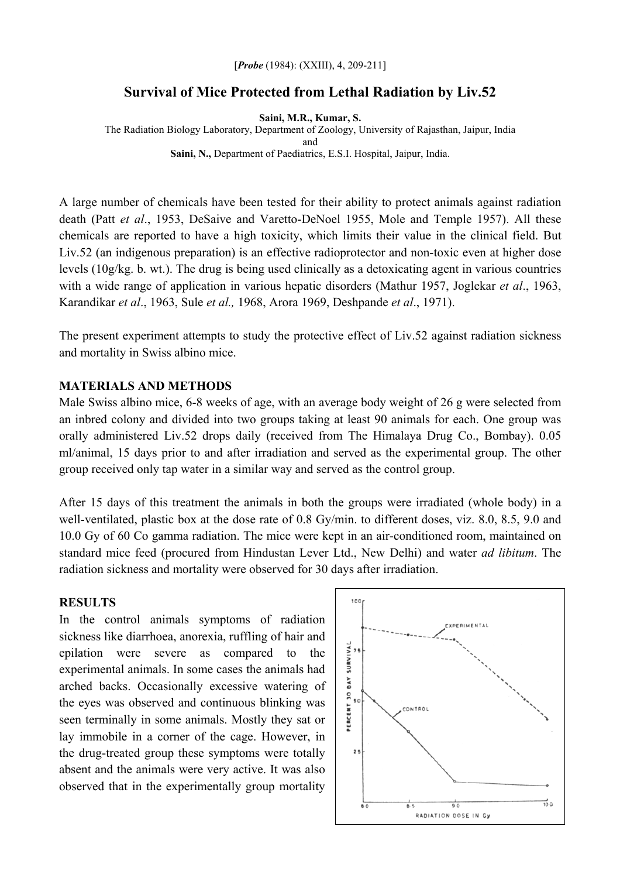[*Probe* (1984): (XXIII), 4, 209-211]

# Survival of Mice Protected from Lethal Radiation by Liv.52

**Saini, M.R., Kumar, S.**
The Radiation Biology Laboratory, Department of Zoology, University of Rajasthan, Jaipur, India
and
**Saini, N.,** Department of Paediatrics, E.S.I. Hospital, Jaipur, India.

A large number of chemicals have been tested for their ability to protect animals against radiation death (Patt *et al*., 1953, DeSaive and Varetto-DeNoel 1955, Mole and Temple 1957). All these chemicals are reported to have a high toxicity, which limits their value in the clinical field. But Liv.52 (an indigenous preparation) is an effective radioprotector and non-toxic even at higher dose levels (10g/kg. b. wt.). The drug is being used clinically as a detoxicating agent in various countries with a wide range of application in various hepatic disorders (Mathur 1957, Joglekar *et al*., 1963, Karandikar *et al*., 1963, Sule *et al.,* 1968, Arora 1969, Deshpande *et al*., 1971).

The present experiment attempts to study the protective effect of Liv.52 against radiation sickness and mortality in Swiss albino mice.

## MATERIALS AND METHODS

Male Swiss albino mice, 6-8 weeks of age, with an average body weight of 26 g were selected from an inbred colony and divided into two groups taking at least 90 animals for each. One group was orally administered Liv.52 drops daily (received from The Himalaya Drug Co., Bombay). 0.05 ml/animal, 15 days prior to and after irradiation and served as the experimental group. The other group received only tap water in a similar way and served as the control group.

After 15 days of this treatment the animals in both the groups were irradiated (whole body) in a well-ventilated, plastic box at the dose rate of 0.8 Gy/min. to different doses, viz. 8.0, 8.5, 9.0 and 10.0 Gy of 60 Co gamma radiation. The mice were kept in an air-conditioned room, maintained on standard mice feed (procured from Hindustan Lever Ltd., New Delhi) and water *ad libitum*. The radiation sickness and mortality were observed for 30 days after irradiation.

## RESULTS

In the control animals symptoms of radiation sickness like diarrhoea, anorexia, ruffling of hair and epilation were severe as compared to the experimental animals. In some cases the animals had arched backs. Occasionally excessive watering of the eyes was observed and continuous blinking was seen terminally in some animals. Mostly they sat or lay immobile in a corner of the cage. However, in the drug-treated group these symptoms were totally absent and the animals were very active. It was also observed that in the experimentally group mortality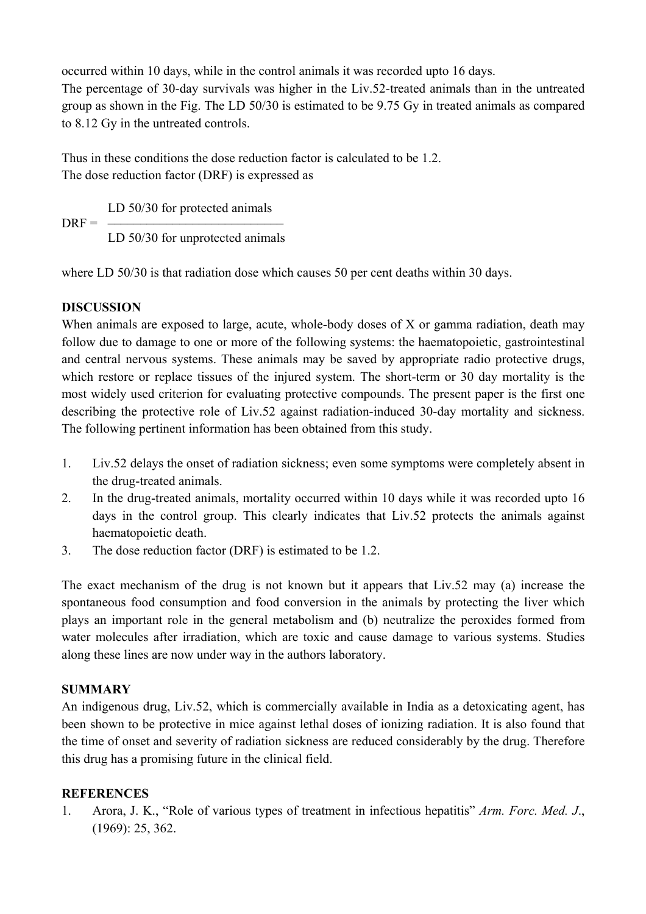occurred within 10 days, while in the control animals it was recorded upto 16 days.
The percentage of 30-day survivals was higher in the Liv.52-treated animals than in the untreated group as shown in the Fig. The LD 50/30 is estimated to be 9.75 Gy in treated animals as compared to 8.12 Gy in the untreated controls.

Thus in these conditions the dose reduction factor is calculated to be 1.2.
The dose reduction factor (DRF) is expressed as

$$\text{DRF} = \frac{\text{LD 50/30 for protected animals}}{\text{LD 50/30 for unprotected animals}}$$

where LD 50/30 is that radiation dose which causes 50 per cent deaths within 30 days.

## DISCUSSION

When animals are exposed to large, acute, whole-body doses of X or gamma radiation, death may follow due to damage to one or more of the following systems: the haematopoietic, gastrointestinal and central nervous systems. These animals may be saved by appropriate radio protective drugs, which restore or replace tissues of the injured system. The short-term or 30 day mortality is the most widely used criterion for evaluating protective compounds. The present paper is the first one describing the protective role of Liv.52 against radiation-induced 30-day mortality and sickness. The following pertinent information has been obtained from this study.

1. Liv.52 delays the onset of radiation sickness; even some symptoms were completely absent in the drug-treated animals.
2. In the drug-treated animals, mortality occurred within 10 days while it was recorded upto 16 days in the control group. This clearly indicates that Liv.52 protects the animals against haematopoietic death.
3. The dose reduction factor (DRF) is estimated to be 1.2.

The exact mechanism of the drug is not known but it appears that Liv.52 may (a) increase the spontaneous food consumption and food conversion in the animals by protecting the liver which plays an important role in the general metabolism and (b) neutralize the peroxides formed from water molecules after irradiation, which are toxic and cause damage to various systems. Studies along these lines are now under way in the authors laboratory.

## SUMMARY

An indigenous drug, Liv.52, which is commercially available in India as a detoxicating agent, has been shown to be protective in mice against lethal doses of ionizing radiation. It is also found that the time of onset and severity of radiation sickness are reduced considerably by the drug. Therefore this drug has a promising future in the clinical field.

## REFERENCES

1. Arora, J. K., "Role of various types of treatment in infectious hepatitis" *Arm. Forc. Med. J.*, (1969): 25, 362.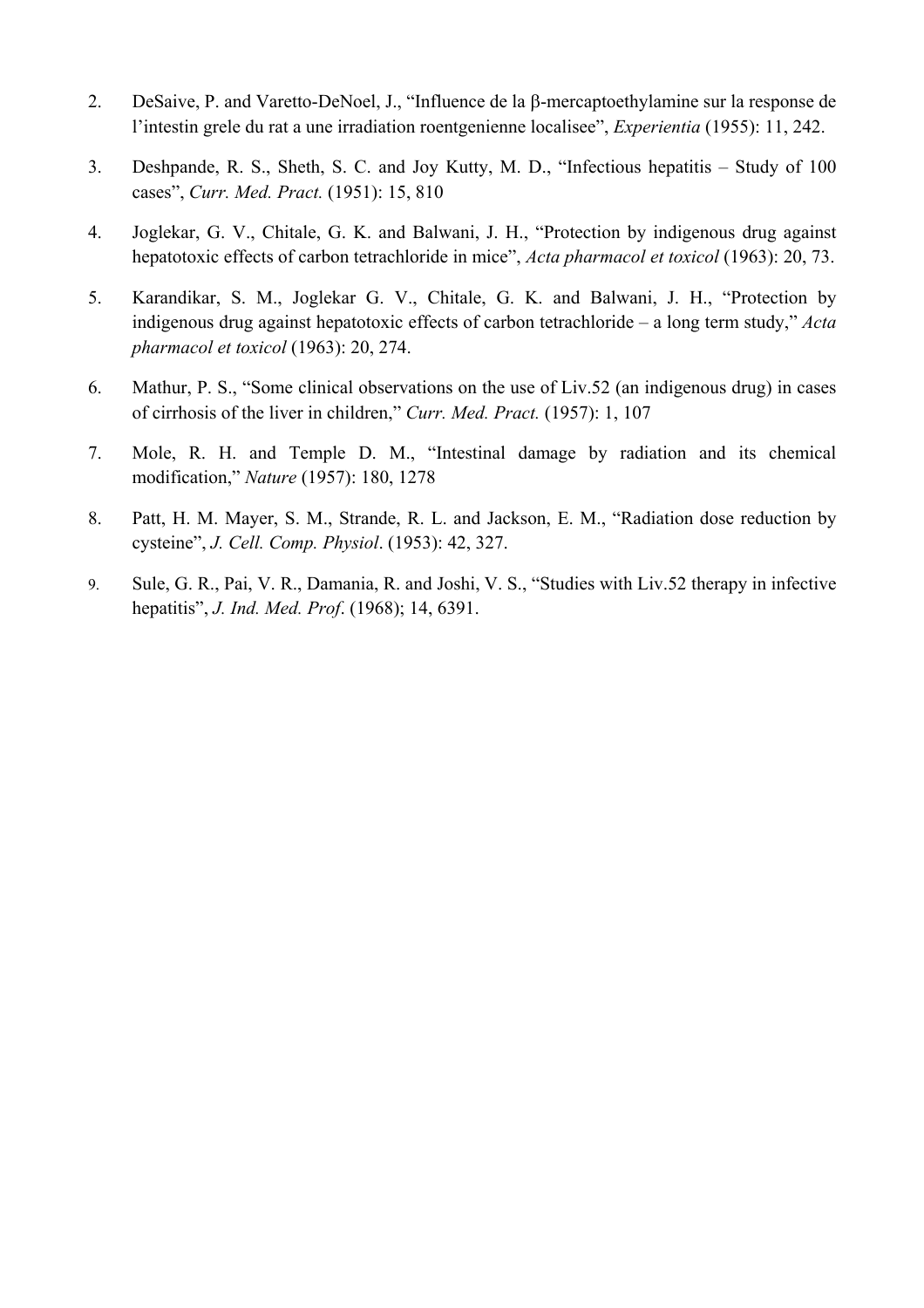2. DeSaive, P. and Varetto-DeNoel, J., "Influence de la β-mercaptoethylamine sur la response de l'intestin grele du rat a une irradiation roentgenienne localisee", *Experientia* (1955): 11, 242.

3. Deshpande, R. S., Sheth, S. C. and Joy Kutty, M. D., "Infectious hepatitis – Study of 100 cases", *Curr. Med. Pract.* (1951): 15, 810

4. Joglekar, G. V., Chitale, G. K. and Balwani, J. H., "Protection by indigenous drug against hepatotoxic effects of carbon tetrachloride in mice", *Acta pharmacol et toxicol* (1963): 20, 73.

5. Karandikar, S. M., Joglekar G. V., Chitale, G. K. and Balwani, J. H., "Protection by indigenous drug against hepatotoxic effects of carbon tetrachloride – a long term study," *Acta pharmacol et toxicol* (1963): 20, 274.

6. Mathur, P. S., "Some clinical observations on the use of Liv.52 (an indigenous drug) in cases of cirrhosis of the liver in children," *Curr. Med. Pract.* (1957): 1, 107

7. Mole, R. H. and Temple D. M., "Intestinal damage by radiation and its chemical modification," *Nature* (1957): 180, 1278

8. Patt, H. M. Mayer, S. M., Strande, R. L. and Jackson, E. M., "Radiation dose reduction by cysteine", *J. Cell. Comp. Physiol*. (1953): 42, 327.

9. Sule, G. R., Pai, V. R., Damania, R. and Joshi, V. S., "Studies with Liv.52 therapy in infective hepatitis", *J. Ind. Med. Prof*. (1968); 14, 6391.